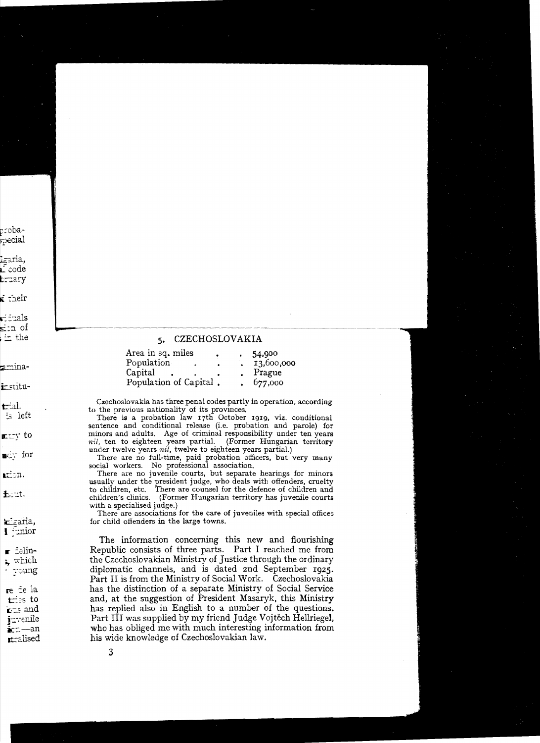## 5. CZECHOSLOVAKIA

| | |
|---|---|
| Area in sq. miles | 54,900 |
| Population | 13,600,000 |
| Capital | Prague |
| Population of Capital | 677,000 |

Czechoslovakia has three penal codes partly in operation, according to the previous nationality of its provinces.

There is a probation law 17th October 1919, viz. conditional sentence and conditional release (i.e. probation and parole) for minors and adults. Age of criminal responsibility under ten years *nil*, ten to eighteen years partial. (Former Hungarian territory under twelve years *nil*, twelve to eighteen years partial.)

There are no full-time, paid probation officers, but very many social workers. No professional association.

There are no juvenile courts, but separate hearings for minors usually under the president judge, who deals with offenders, cruelty to children, etc. There are counsel for the defence of children and children's clinics. (Former Hungarian territory has juvenile courts with a specialised judge.)

There are associations for the care of juveniles with special offices for child offenders in the large towns.

The information concerning this new and flourishing Republic consists of three parts. Part I reached me from the Czechoslovakian Ministry of Justice through the ordinary diplomatic channels, and is dated 2nd September 1925. Part II is from the Ministry of Social Work. Czechoslovakia has the distinction of a separate Ministry of Social Service and, at the suggestion of President Masaryk, this Ministry has replied also in English to a number of the questions. Part III was supplied by my friend Judge Vojtěch Hellriegel, who has obliged me with much interesting information from his wide knowledge of Czechoslovakian law.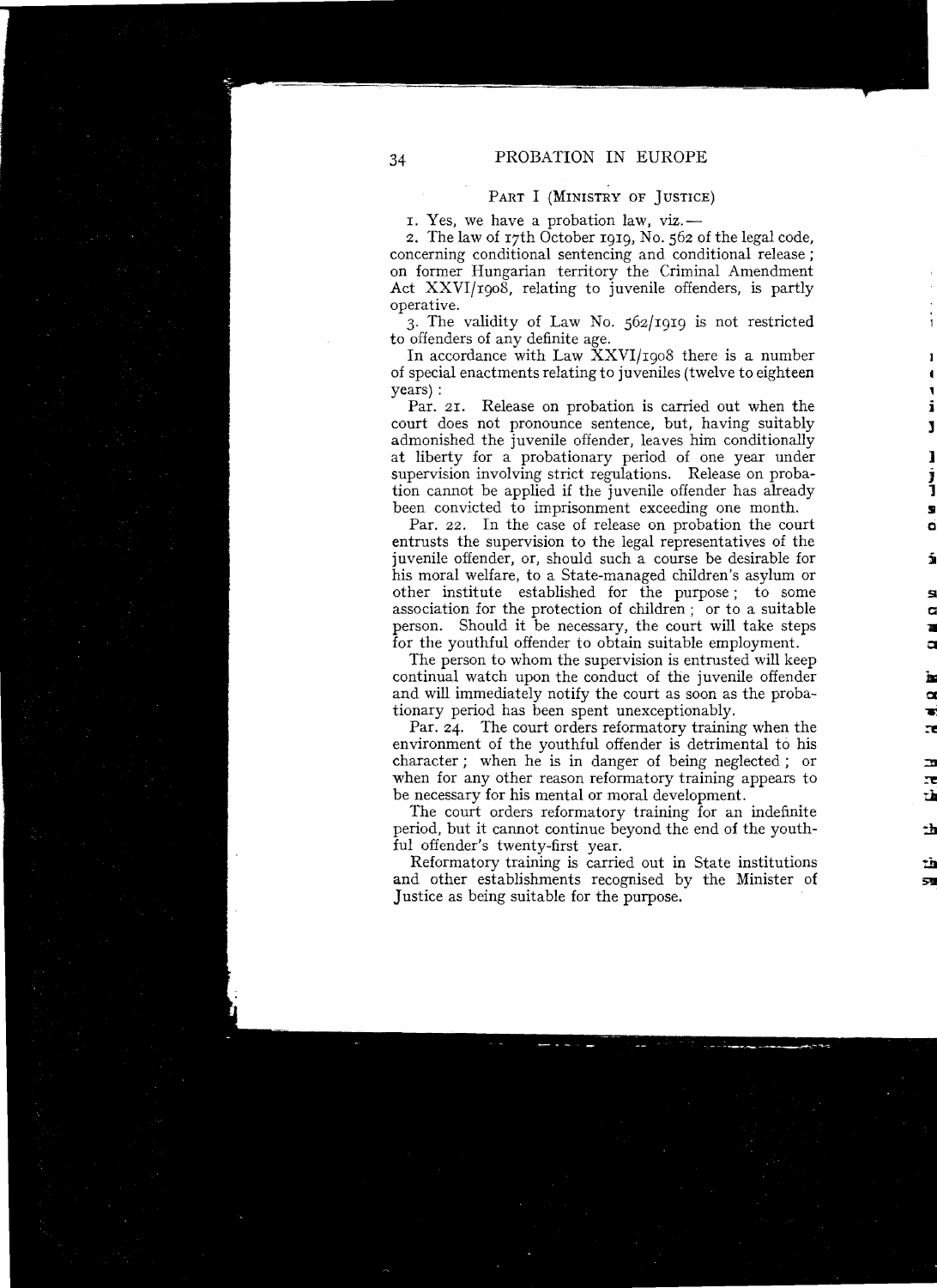### PART I (MINISTRY OF JUSTICE)

1. Yes, we have a probation law, viz.—

2. The law of 17th October 1919, No. 562 of the legal code, concerning conditional sentencing and conditional release; on former Hungarian territory the Criminal Amendment Act XXVI/1908, relating to juvenile offenders, is partly operative.

3. The validity of Law No. 562/1919 is not restricted to offenders of any definite age.

In accordance with Law XXVI/1908 there is a number of special enactments relating to juveniles (twelve to eighteen years):

Par. 21. Release on probation is carried out when the court does not pronounce sentence, but, having suitably admonished the juvenile offender, leaves him conditionally at liberty for a probationary period of one year under supervision involving strict regulations. Release on probation cannot be applied if the juvenile offender has already been convicted to imprisonment exceeding one month.

Par. 22. In the case of release on probation the court entrusts the supervision to the legal representatives of the juvenile offender, or, should such a course be desirable for his moral welfare, to a State-managed children's asylum or other institute established for the purpose; to some association for the protection of children; or to a suitable person. Should it be necessary, the court will take steps for the youthful offender to obtain suitable employment.

The person to whom the supervision is entrusted will keep continual watch upon the conduct of the juvenile offender and will immediately notify the court as soon as the probationary period has been spent unexceptionably.

Par. 24. The court orders reformatory training when the environment of the youthful offender is detrimental to his character; when he is in danger of being neglected; or when for any other reason reformatory training appears to be necessary for his mental or moral development.

The court orders reformatory training for an indefinite period, but it cannot continue beyond the end of the youthful offender's twenty-first year.

Reformatory training is carried out in State institutions and other establishments recognised by the Minister of Justice as being suitable for the purpose.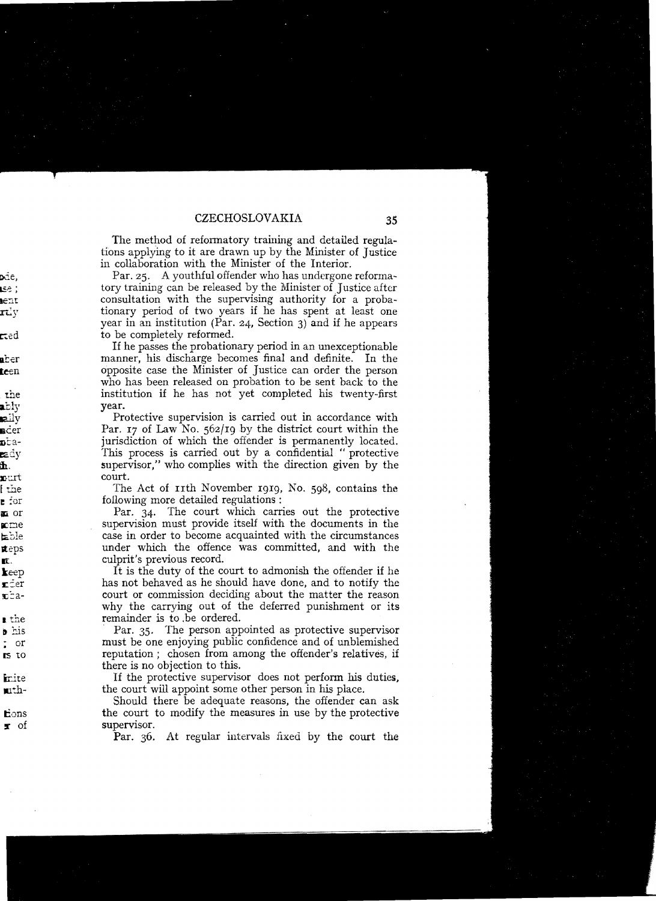The method of reformatory training and detailed regulations applying to it are drawn up by the Minister of Justice in collaboration with the Minister of the Interior.

Par. 25. A youthful offender who has undergone reformatory training can be released by the Minister of Justice after consultation with the supervising authority for a probationary period of two years if he has spent at least one year in an institution (Par. 24, Section 3) and if he appears to be completely reformed.

If he passes the probationary period in an unexceptionable manner, his discharge becomes final and definite. In the opposite case the Minister of Justice can order the person who has been released on probation to be sent back to the institution if he has not yet completed his twenty-first year.

Protective supervision is carried out in accordance with Par. 17 of Law No. 562/19 by the district court within the jurisdiction of which the offender is permanently located. This process is carried out by a confidential "protective supervisor," who complies with the direction given by the court.

The Act of 11th November 1919, No. 598, contains the following more detailed regulations:

Par. 34. The court which carries out the protective supervision must provide itself with the documents in the case in order to become acquainted with the circumstances under which the offence was committed, and with the culprit's previous record.

It is the duty of the court to admonish the offender if he has not behaved as he should have done, and to notify the court or commission deciding about the matter the reason why the carrying out of the deferred punishment or its remainder is to be ordered.

Par. 35. The person appointed as protective supervisor must be one enjoying public confidence and of unblemished reputation; chosen from among the offender's relatives, if there is no objection to this.

If the protective supervisor does not perform his duties, the court will appoint some other person in his place.

Should there be adequate reasons, the offender can ask the court to modify the measures in use by the protective supervisor.

Par. 36. At regular intervals fixed by the court the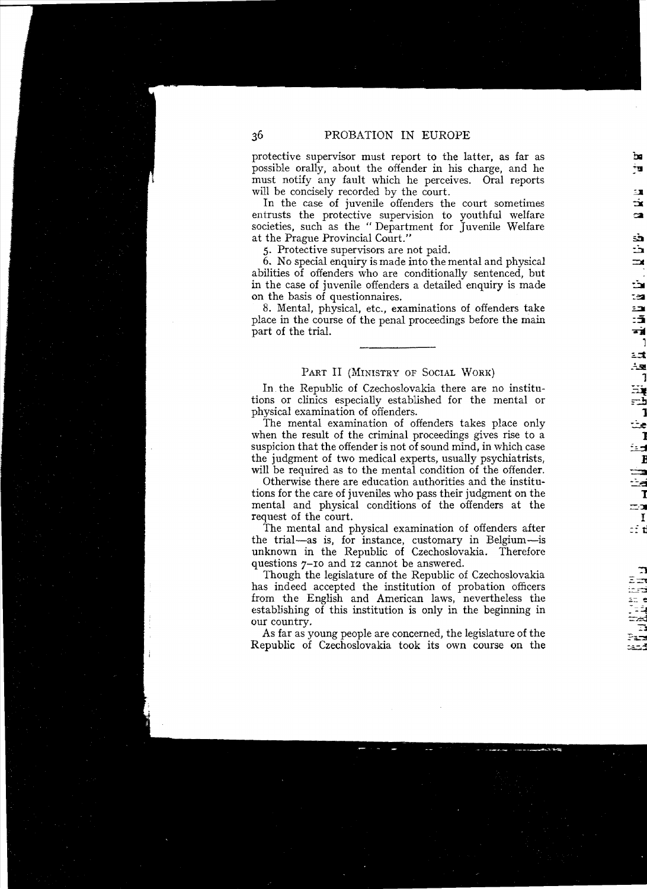protective supervisor must report to the latter, as far as possible orally, about the offender in his charge, and he must notify any fault which he perceives. Oral reports will be concisely recorded by the court.

In the case of juvenile offenders the court sometimes entrusts the protective supervision to youthful welfare societies, such as the "Department for Juvenile Welfare at the Prague Provincial Court."

5. Protective supervisors are not paid.

6. No special enquiry is made into the mental and physical abilities of offenders who are conditionally sentenced, but in the case of juvenile offenders a detailed enquiry is made on the basis of questionnaires.

8. Mental, physical, etc., examinations of offenders take place in the course of the penal proceedings before the main part of the trial.

---

## Part II (Ministry of Social Work)

In the Republic of Czechoslovakia there are no institutions or clinics especially established for the mental or physical examination of offenders.

The mental examination of offenders takes place only when the result of the criminal proceedings gives rise to a suspicion that the offender is not of sound mind, in which case the judgment of two medical experts, usually psychiatrists, will be required as to the mental condition of the offender.

Otherwise there are education authorities and the institutions for the care of juveniles who pass their judgment on the mental and physical conditions of the offenders at the request of the court.

The mental and physical examination of offenders after the trial—as is, for instance, customary in Belgium—is unknown in the Republic of Czechoslovakia. Therefore questions 7–10 and 12 cannot be answered.

Though the legislature of the Republic of Czechoslovakia has indeed accepted the institution of probation officers from the English and American laws, nevertheless the establishing of this institution is only in the beginning in our country.

As far as young people are concerned, the legislature of the Republic of Czechoslovakia took its own course on the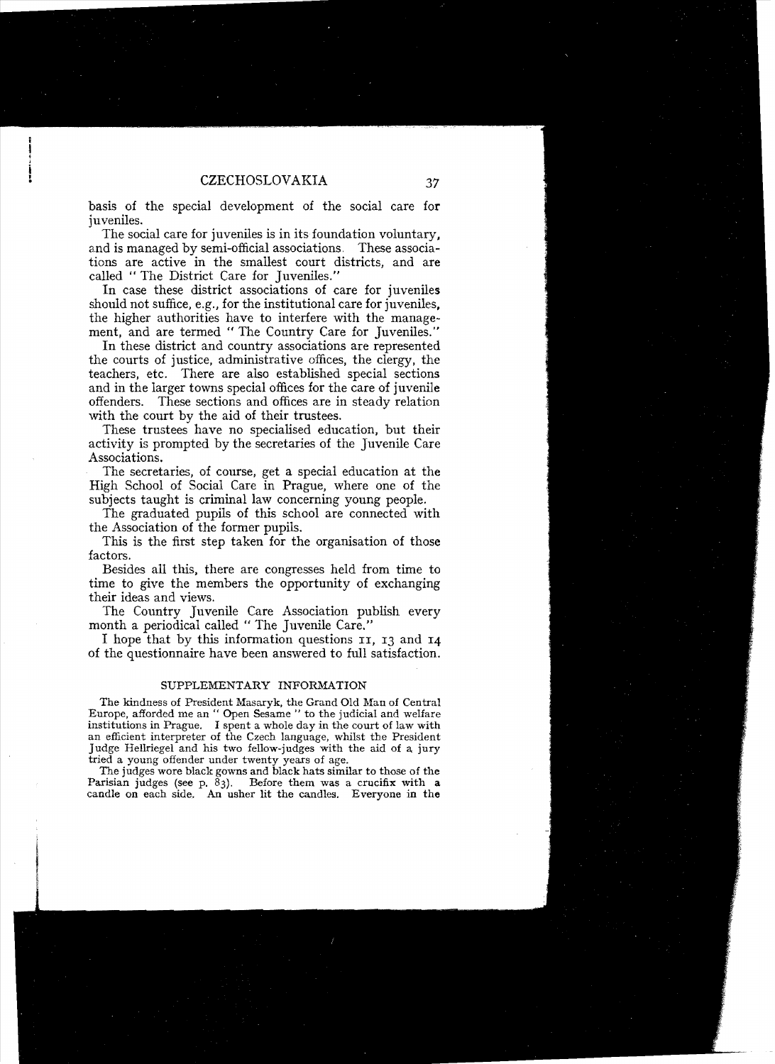basis of the special development of the social care for juveniles.

The social care for juveniles is in its foundation voluntary, and is managed by semi-official associations. These associations are active in the smallest court districts, and are called "The District Care for Juveniles."

In case these district associations of care for juveniles should not suffice, e.g., for the institutional care for juveniles, the higher authorities have to interfere with the management, and are termed "The Country Care for Juveniles."

In these district and country associations are represented the courts of justice, administrative offices, the clergy, the teachers, etc. There are also established special sections and in the larger towns special offices for the care of juvenile offenders. These sections and offices are in steady relation with the court by the aid of their trustees.

These trustees have no specialised education, but their activity is prompted by the secretaries of the Juvenile Care Associations.

The secretaries, of course, get a special education at the High School of Social Care in Prague, where one of the subjects taught is criminal law concerning young people.

The graduated pupils of this school are connected with the Association of the former pupils.

This is the first step taken for the organisation of those factors.

Besides all this, there are congresses held from time to time to give the members the opportunity of exchanging their ideas and views.

The Country Juvenile Care Association publish every month a periodical called "The Juvenile Care."

I hope that by this information questions 11, 13 and 14 of the questionnaire have been answered to full satisfaction.

## SUPPLEMENTARY INFORMATION

The kindness of President Masaryk, the Grand Old Man of Central Europe, afforded me an "Open Sesame" to the judicial and welfare institutions in Prague. I spent a whole day in the court of law with an efficient interpreter of the Czech language, whilst the President Judge Hellriegel and his two fellow-judges with the aid of a jury tried a young offender under twenty years of age.

The judges wore black gowns and black hats similar to those of the Parisian judges (see p. 83). Before them was a crucifix with a candle on each side. An usher lit the candles. Everyone in the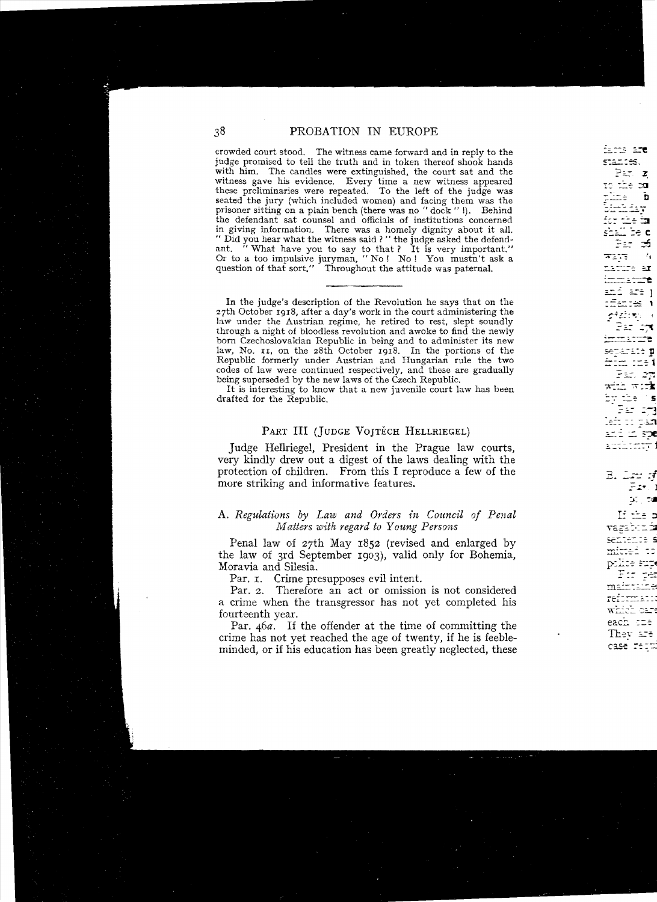crowded court stood. The witness came forward and in reply to the judge promised to tell the truth and in token thereof shook hands with him. The candles were extinguished, the court sat and the witness gave his evidence. Every time a new witness appeared these preliminaries were repeated. To the left of the judge was seated the jury (which included women) and facing them was the prisoner sitting on a plain bench (there was no "dock" !). Behind the defendant sat counsel and officials of institutions concerned in giving information. There was a homely dignity about it all. "Did you hear what the witness said ?" the judge asked the defendant. "What have you to say to that ? It is very important." Or to a too impulsive juryman, "No ! No ! You mustn't ask a question of that sort." Throughout the attitude was paternal.

---

In the judge's description of the Revolution he says that on the 27th October 1918, after a day's work in the court administering the law under the Austrian regime, he retired to rest, slept soundly through a night of bloodless revolution and awoke to find the newly born Czechoslovakian Republic in being and to administer its new law, No. 11, on the 28th October 1918. In the portions of the Republic formerly under Austrian and Hungarian rule the two codes of law were continued respectively, and these are gradually being superseded by the new laws of the Czech Republic.

It is interesting to know that a new juvenile court law has been drafted for the Republic.

## PART III (JUDGE VOJTĚCH HELLRIEGEL)

Judge Hellriegel, President in the Prague law courts, very kindly drew out a digest of the laws dealing with the protection of children. From this I reproduce a few of the more striking and informative features.

### A. *Regulations by Law and Orders in Council of Penal Matters with regard to Young Persons*

Penal law of 27th May 1852 (revised and enlarged by the law of 3rd September 1903), valid only for Bohemia, Moravia and Silesia.

Par. 1. Crime presupposes evil intent.

Par. 2. Therefore an act or omission is not considered a crime when the transgressor has not yet completed his fourteenth year.

Par. 46*a*. If the offender at the time of committing the crime has not yet reached the age of twenty, if he is feeble-minded, or if his education has been greatly neglected, these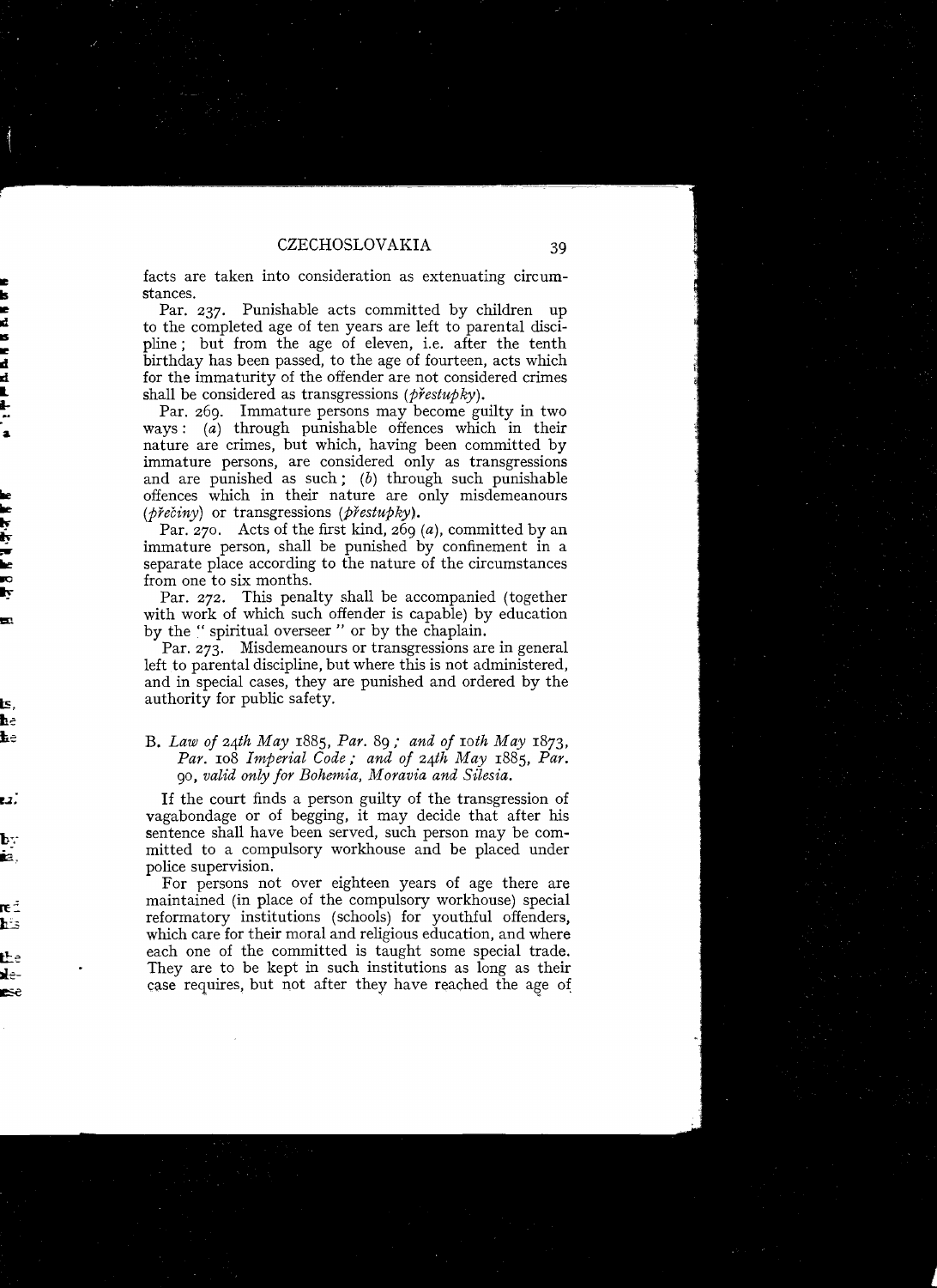facts are taken into consideration as extenuating circumstances.

Par. 237. Punishable acts committed by children up to the completed age of ten years are left to parental discipline; but from the age of eleven, i.e. after the tenth birthday has been passed, to the age of fourteen, acts which for the immaturity of the offender are not considered crimes shall be considered as transgressions (*přestupky*).

Par. 269. Immature persons may become guilty in two ways: (*a*) through punishable offences which in their nature are crimes, but which, having been committed by immature persons, are considered only as transgressions and are punished as such; (*b*) through such punishable offences which in their nature are only misdemeanours (*přečiny*) or transgressions (*přestupky*).

Par. 270. Acts of the first kind, 269 (*a*), committed by an immature person, shall be punished by confinement in a separate place according to the nature of the circumstances from one to six months.

Par. 272. This penalty shall be accompanied (together with work of which such offender is capable) by education by the "spiritual overseer" or by the chaplain.

Par. 273. Misdemeanours or transgressions are in general left to parental discipline, but where this is not administered, and in special cases, they are punished and ordered by the authority for public safety.

B. *Law of 24th May* 1885, *Par.* 89; *and of 10th May* 1873, *Par.* 108 *Imperial Code; and of 24th May* 1885, *Par.* 90, *valid only for Bohemia, Moravia and Silesia.*

If the court finds a person guilty of the transgression of vagabondage or of begging, it may decide that after his sentence shall have been served, such person may be committed to a compulsory workhouse and be placed under police supervision.

For persons not over eighteen years of age there are maintained (in place of the compulsory workhouse) special reformatory institutions (schools) for youthful offenders, which care for their moral and religious education, and where each one of the committed is taught some special trade. They are to be kept in such institutions as long as their case requires, but not after they have reached the age of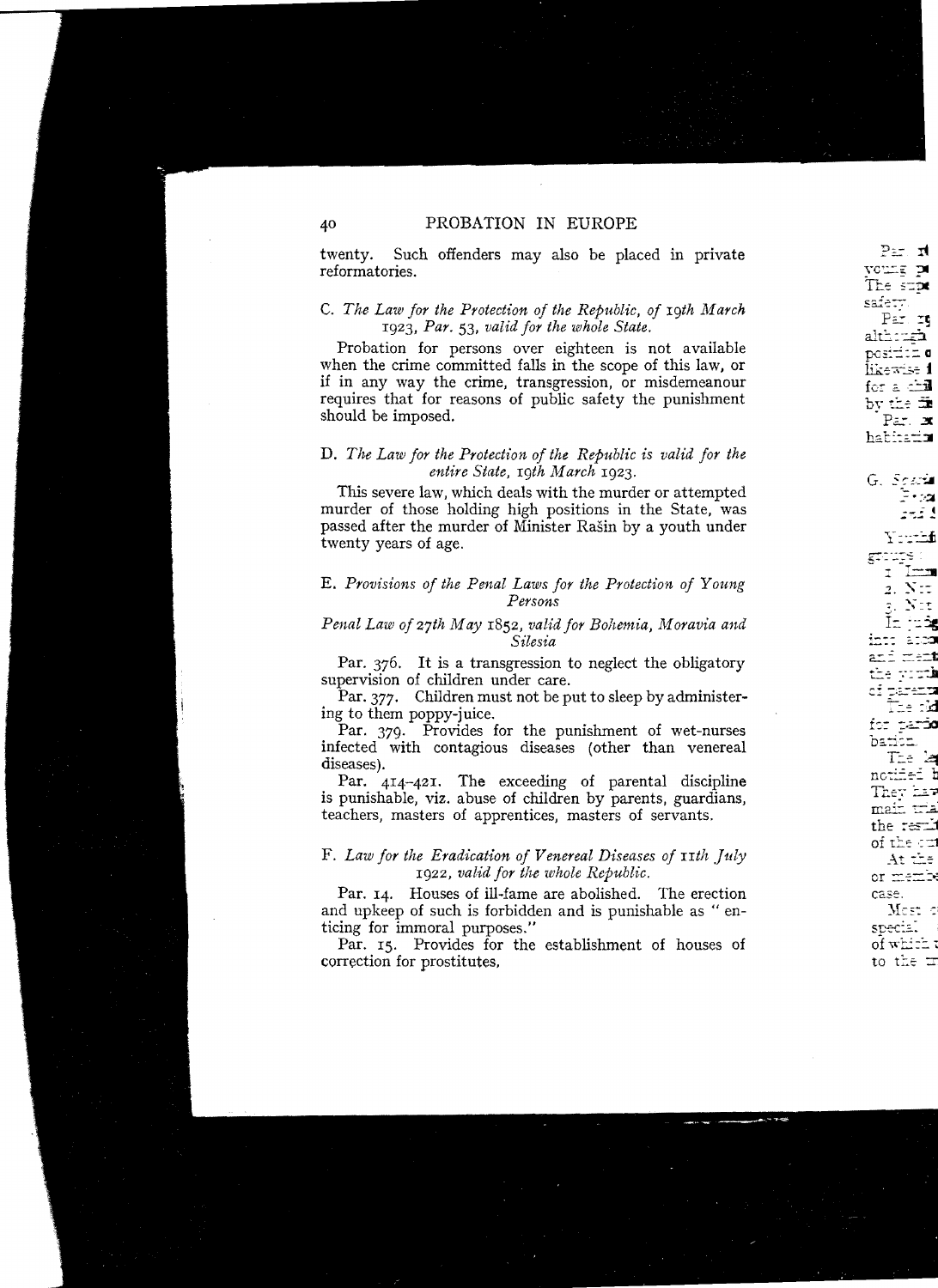twenty. Such offenders may also be placed in private reformatories.

### C. *The Law for the Protection of the Republic, of 19th March 1923, Par. 53, valid for the whole State.*

Probation for persons over eighteen is not available when the crime committed falls in the scope of this law, or if in any way the crime, transgression, or misdemeanour requires that for reasons of public safety the punishment should be imposed.

### D. *The Law for the Protection of the Republic is valid for the entire State, 19th March 1923.*

This severe law, which deals with the murder or attempted murder of those holding high positions in the State, was passed after the murder of Minister Rašin by a youth under twenty years of age.

### E. *Provisions of the Penal Laws for the Protection of Young Persons*

*Penal Law of 27th May 1852, valid for Bohemia, Moravia and Silesia*

Par. 376. It is a transgression to neglect the obligatory supervision of children under care.

Par. 377. Children must not be put to sleep by administering to them poppy-juice.

Par. 379. Provides for the punishment of wet-nurses infected with contagious diseases (other than venereal diseases).

Par. 414–421. The exceeding of parental discipline is punishable, viz. abuse of children by parents, guardians, teachers, masters of apprentices, masters of servants.

### F. *Law for the Eradication of Venereal Diseases of 11th July 1922, valid for the whole Republic.*

Par. 14. Houses of ill-fame are abolished. The erection and upkeep of such is forbidden and is punishable as "enticing for immoral purposes."

Par. 15. Provides for the establishment of houses of correction for prostitutes.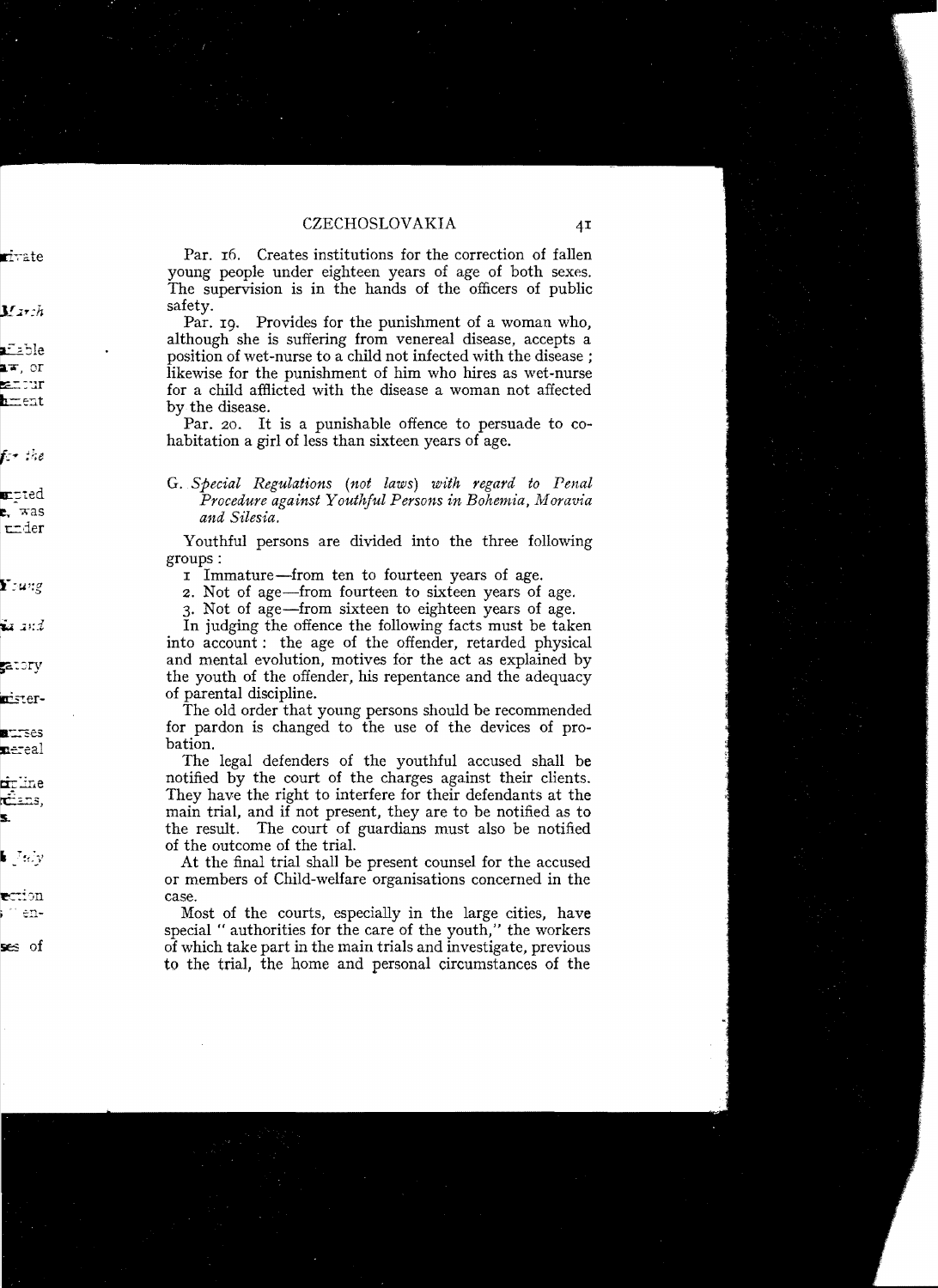Par. 16. Creates institutions for the correction of fallen young people under eighteen years of age of both sexes. The supervision is in the hands of the officers of public safety.

Par. 19. Provides for the punishment of a woman who, although she is suffering from venereal disease, accepts a position of wet-nurse to a child not infected with the disease; likewise for the punishment of him who hires as wet-nurse for a child afflicted with the disease a woman not affected by the disease.

Par. 20. It is a punishable offence to persuade to cohabitation a girl of less than sixteen years of age.

G. *Special Regulations (not laws) with regard to Penal Procedure against Youthful Persons in Bohemia, Moravia and Silesia.*

Youthful persons are divided into the three following groups:

1. Immature—from ten to fourteen years of age.
2. Not of age—from fourteen to sixteen years of age.
3. Not of age—from sixteen to eighteen years of age.

In judging the offence the following facts must be taken into account: the age of the offender, retarded physical and mental evolution, motives for the act as explained by the youth of the offender, his repentance and the adequacy of parental discipline.

The old order that young persons should be recommended for pardon is changed to the use of the devices of probation.

The legal defenders of the youthful accused shall be notified by the court of the charges against their clients. They have the right to interfere for their defendants at the main trial, and if not present, they are to be notified as to the result. The court of guardians must also be notified of the outcome of the trial.

At the final trial shall be present counsel for the accused or members of Child-welfare organisations concerned in the case.

Most of the courts, especially in the large cities, have special "authorities for the care of the youth," the workers of which take part in the main trials and investigate, previous to the trial, the home and personal circumstances of the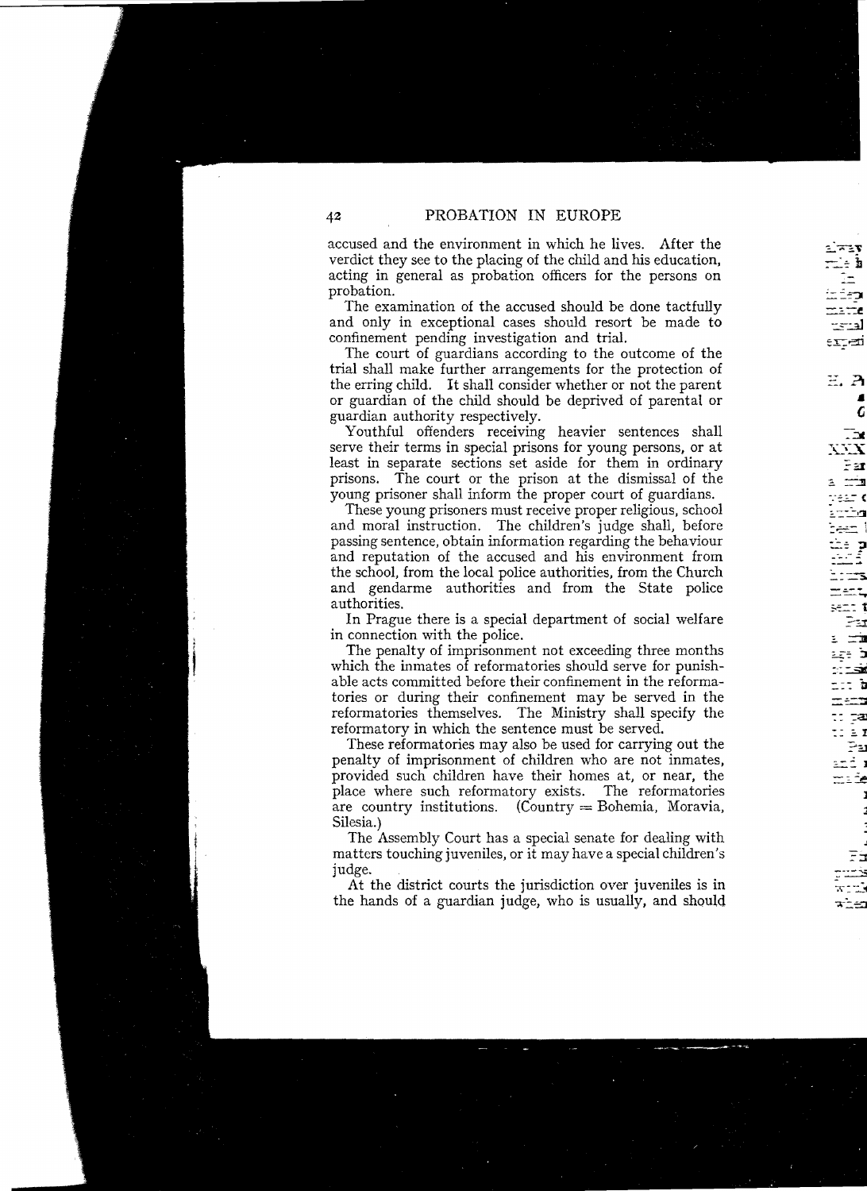accused and the environment in which he lives. After the verdict they see to the placing of the child and his education, acting in general as probation officers for the persons on probation.

The examination of the accused should be done tactfully and only in exceptional cases should resort be made to confinement pending investigation and trial.

The court of guardians according to the outcome of the trial shall make further arrangements for the protection of the erring child. It shall consider whether or not the parent or guardian of the child should be deprived of parental or guardian authority respectively.

Youthful offenders receiving heavier sentences shall serve their terms in special prisons for young persons, or at least in separate sections set aside for them in ordinary prisons. The court or the prison at the dismissal of the young prisoner shall inform the proper court of guardians.

These young prisoners must receive proper religious, school and moral instruction. The children's judge shall, before passing sentence, obtain information regarding the behaviour and reputation of the accused and his environment from the school, from the local police authorities, from the Church and gendarme authorities and from the State police authorities.

In Prague there is a special department of social welfare in connection with the police.

The penalty of imprisonment not exceeding three months which the inmates of reformatories should serve for punishable acts committed before their confinement in the reformatories or during their confinement may be served in the reformatories themselves. The Ministry shall specify the reformatory in which the sentence must be served.

These reformatories may also be used for carrying out the penalty of imprisonment of children who are not inmates, provided such children have their homes at, or near, the place where such reformatory exists. The reformatories are country institutions. (Country = Bohemia, Moravia, Silesia.)

The Assembly Court has a special senate for dealing with matters touching juveniles, or it may have a special children's judge.

At the district courts the jurisdiction over juveniles is in the hands of a guardian judge, who is usually, and should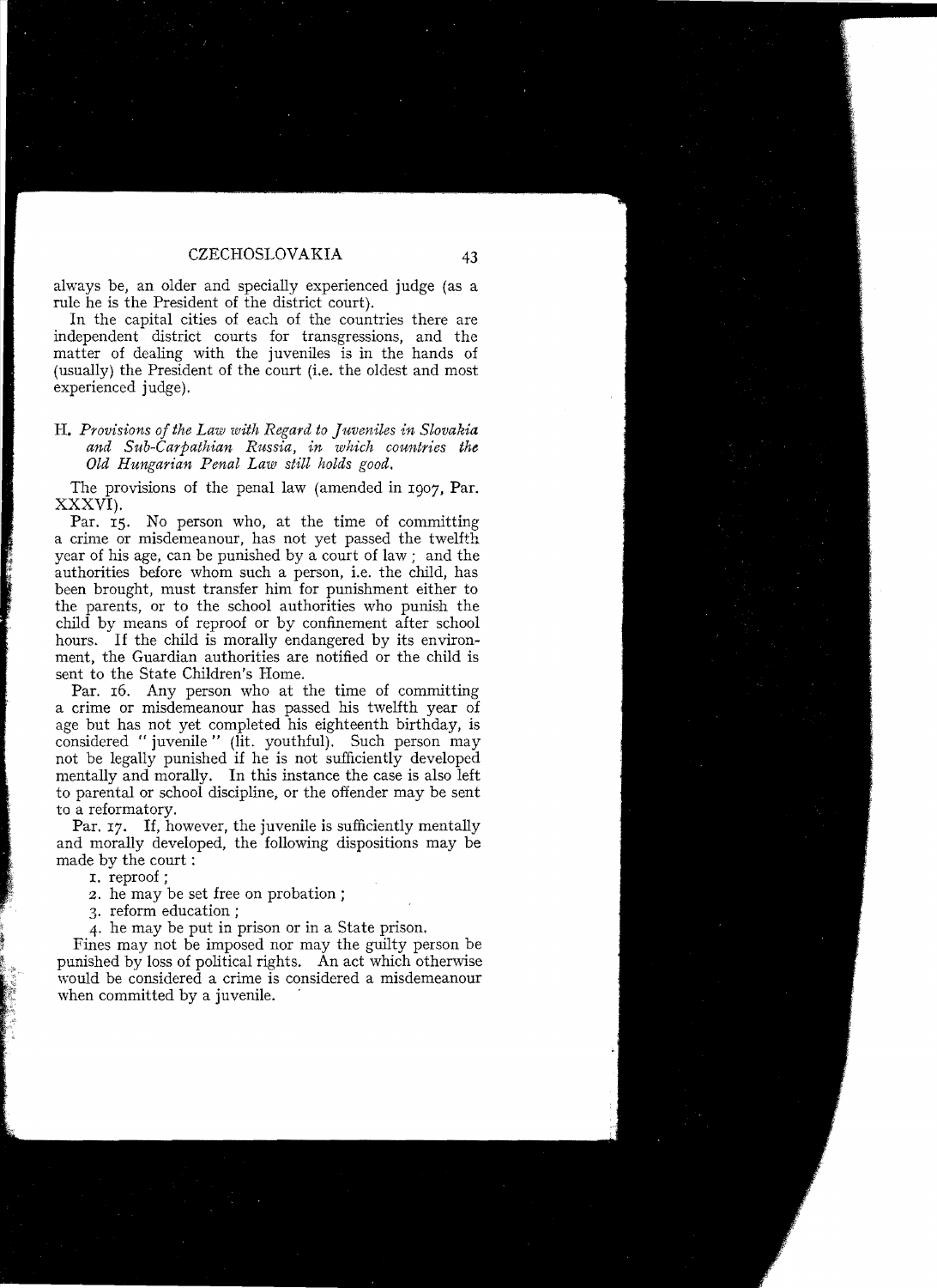always be, an older and specially experienced judge (as a rule he is the President of the district court).

In the capital cities of each of the countries there are independent district courts for transgressions, and the matter of dealing with the juveniles is in the hands of (usually) the President of the court (i.e. the oldest and most experienced judge).

### H. *Provisions of the Law with Regard to Juveniles in Slovakia and Sub-Carpathian Russia, in which countries the Old Hungarian Penal Law still holds good.*

The provisions of the penal law (amended in 1907, Par. XXXVI).

Par. 15. No person who, at the time of committing a crime or misdemeanour, has not yet passed the twelfth year of his age, can be punished by a court of law; and the authorities before whom such a person, i.e. the child, has been brought, must transfer him for punishment either to the parents, or to the school authorities who punish the child by means of reproof or by confinement after school hours. If the child is morally endangered by its environment, the Guardian authorities are notified or the child is sent to the State Children's Home.

Par. 16. Any person who at the time of committing a crime or misdemeanour has passed his twelfth year of age but has not yet completed his eighteenth birthday, is considered "juvenile" (lit. youthful). Such person may not be legally punished if he is not sufficiently developed mentally and morally. In this instance the case is also left to parental or school discipline, or the offender may be sent to a reformatory.

Par. 17. If, however, the juvenile is sufficiently mentally and morally developed, the following dispositions may be made by the court:

1. reproof;
2. he may be set free on probation;
3. reform education;
4. he may be put in prison or in a State prison.

Fines may not be imposed nor may the guilty person be punished by loss of political rights. An act which otherwise would be considered a crime is considered a misdemeanour when committed by a juvenile.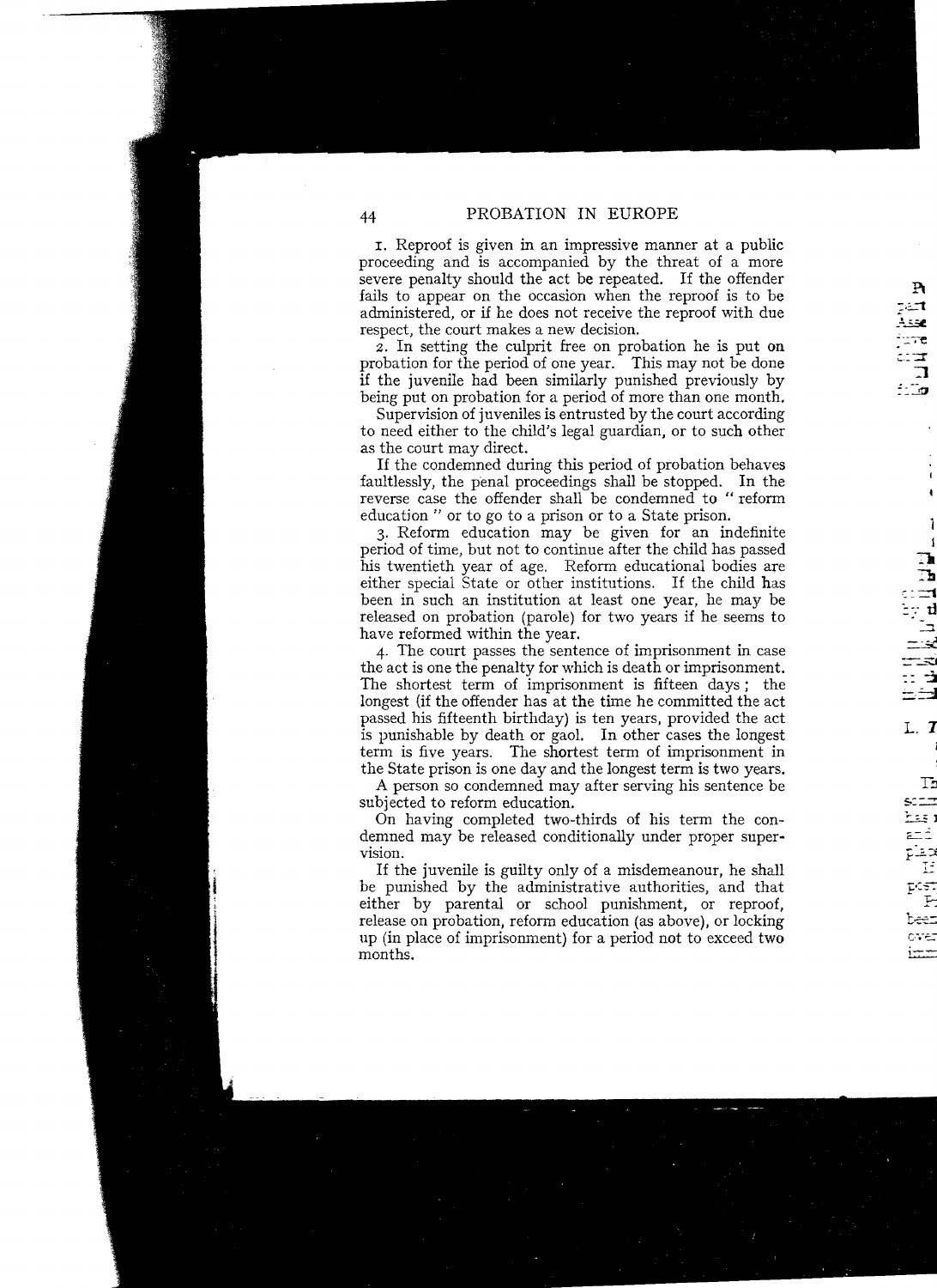1. Reproof is given in an impressive manner at a public proceeding and is accompanied by the threat of a more severe penalty should the act be repeated. If the offender fails to appear on the occasion when the reproof is to be administered, or if he does not receive the reproof with due respect, the court makes a new decision.

2. In setting the culprit free on probation he is put on probation for the period of one year. This may not be done if the juvenile had been similarly punished previously by being put on probation for a period of more than one month.

Supervision of juveniles is entrusted by the court according to need either to the child's legal guardian, or to such other as the court may direct.

If the condemned during this period of probation behaves faultlessly, the penal proceedings shall be stopped. In the reverse case the offender shall be condemned to "reform education" or to go to a prison or to a State prison.

3. Reform education may be given for an indefinite period of time, but not to continue after the child has passed his twentieth year of age. Reform educational bodies are either special State or other institutions. If the child has been in such an institution at least one year, he may be released on probation (parole) for two years if he seems to have reformed within the year.

4. The court passes the sentence of imprisonment in case the act is one the penalty for which is death or imprisonment. The shortest term of imprisonment is fifteen days; the longest (if the offender has at the time he committed the act passed his fifteenth birthday) is ten years, provided the act is punishable by death or gaol. In other cases the longest term is five years. The shortest term of imprisonment in the State prison is one day and the longest term is two years.

A person so condemned may after serving his sentence be subjected to reform education.

On having completed two-thirds of his term the condemned may be released conditionally under proper supervision.

If the juvenile is guilty only of a misdemeanour, he shall be punished by the administrative authorities, and that either by parental or school punishment, or reproof, release on probation, reform education (as above), or locking up (in place of imprisonment) for a period not to exceed two months.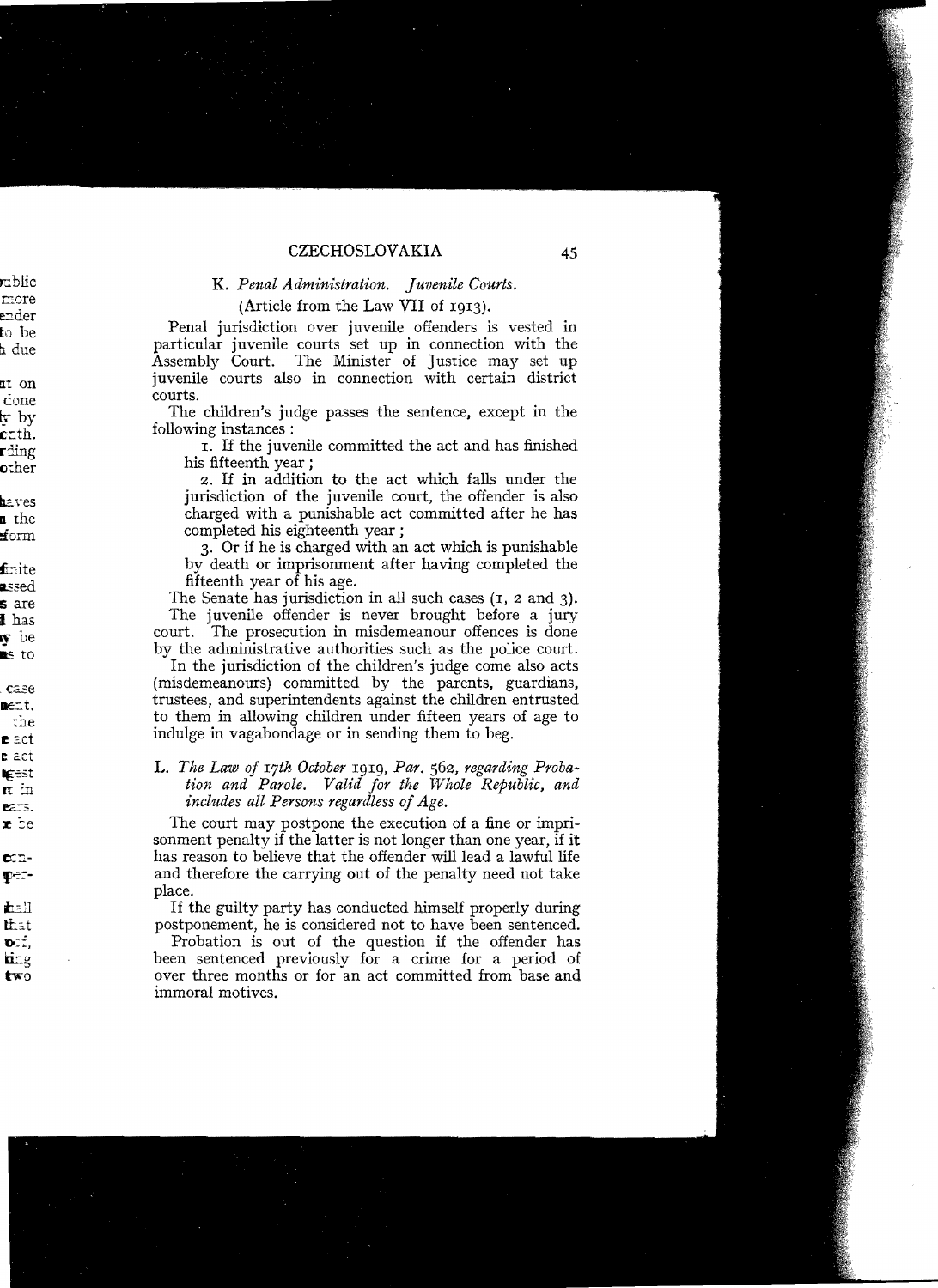### K. *Penal Administration. Juvenile Courts.*

(Article from the Law VII of 1913).

Penal jurisdiction over juvenile offenders is vested in particular juvenile courts set up in connection with the Assembly Court. The Minister of Justice may set up juvenile courts also in connection with certain district courts.

The children's judge passes the sentence, except in the following instances :

1. If the juvenile committed the act and has finished his fifteenth year ;
2. If in addition to the act which falls under the jurisdiction of the juvenile court, the offender is also charged with a punishable act committed after he has completed his eighteenth year ;
3. Or if he is charged with an act which is punishable by death or imprisonment after having completed the fifteenth year of his age.

The Senate has jurisdiction in all such cases (1, 2 and 3).

The juvenile offender is never brought before a jury court. The prosecution in misdemeanour offences is done by the administrative authorities such as the police court.

In the jurisdiction of the children's judge come also acts (misdemeanours) committed by the parents, guardians, trustees, and superintendents against the children entrusted to them in allowing children under fifteen years of age to indulge in vagabondage or in sending them to beg.

### L. *The Law of 17th October 1919, Par. 562, regarding Probation and Parole. Valid for the Whole Republic, and includes all Persons regardless of Age.*

The court may postpone the execution of a fine or imprisonment penalty if the latter is not longer than one year, if it has reason to believe that the offender will lead a lawful life and therefore the carrying out of the penalty need not take place.

If the guilty party has conducted himself properly during postponement, he is considered not to have been sentenced.

Probation is out of the question if the offender has been sentenced previously for a crime for a period of over three months or for an act committed from base and immoral motives.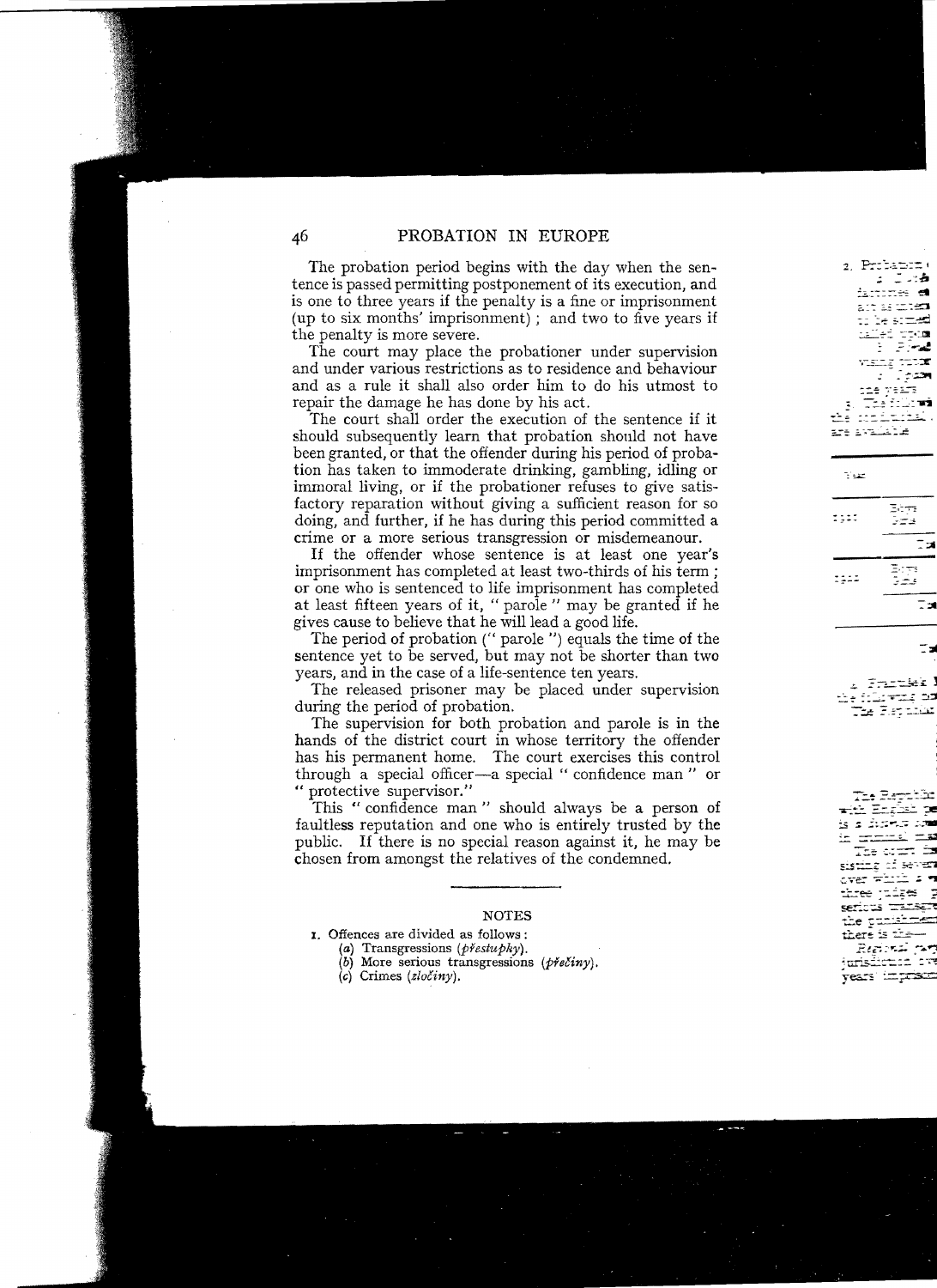The probation period begins with the day when the sentence is passed permitting postponement of its execution, and is one to three years if the penalty is a fine or imprisonment (up to six months' imprisonment); and two to five years if the penalty is more severe.

The court may place the probationer under supervision and under various restrictions as to residence and behaviour and as a rule it shall also order him to do his utmost to repair the damage he has done by his act.

The court shall order the execution of the sentence if it should subsequently learn that probation should not have been granted, or that the offender during his period of probation has taken to immoderate drinking, gambling, idling or immoral living, or if the probationer refuses to give satisfactory reparation without giving a sufficient reason for so doing, and further, if he has during this period committed a crime or a more serious transgression or misdemeanour.

If the offender whose sentence is at least one year's imprisonment has completed at least two-thirds of his term; or one who is sentenced to life imprisonment has completed at least fifteen years of it, "parole" may be granted if he gives cause to believe that he will lead a good life.

The period of probation ("parole") equals the time of the sentence yet to be served, but may not be shorter than two years, and in the case of a life-sentence ten years.

The released prisoner may be placed under supervision during the period of probation.

The supervision for both probation and parole is in the hands of the district court in whose territory the offender has his permanent home. The court exercises this control through a special officer—a special "confidence man" or "protective supervisor."

This "confidence man" should always be a person of faultless reputation and one who is entirely trusted by the public. If there is no special reason against it, he may be chosen from amongst the relatives of the condemned.

---

NOTES

1. Offences are divided as follows:
   (a) Transgressions (*přestupky*).
   (b) More serious transgressions (*přečiny*).
   (c) Crimes (*zločiny*).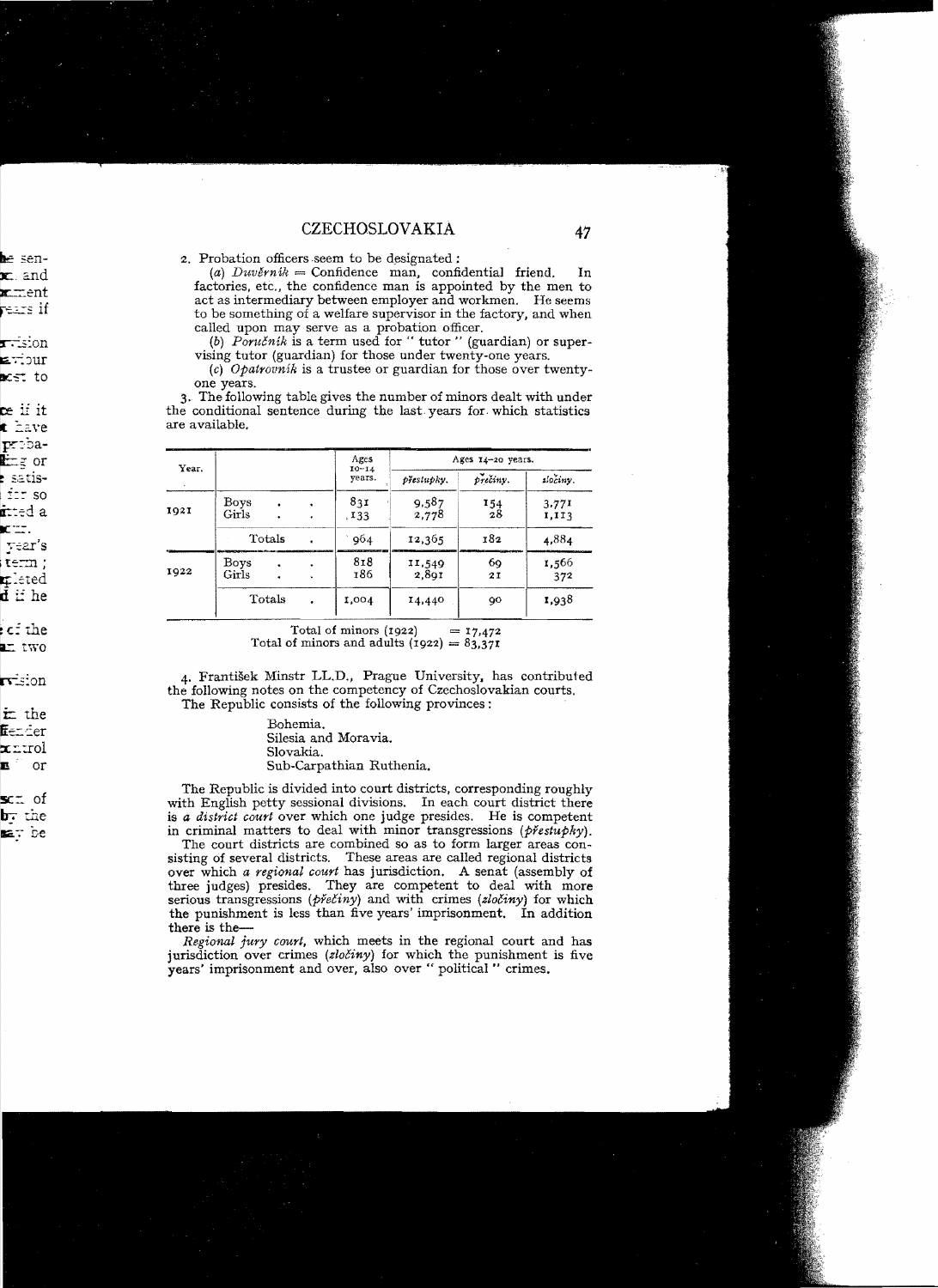2. Probation officers seem to be designated:

(*a*) *Duvěrník* = Confidence man, confidential friend. In factories, etc., the confidence man is appointed by the men to act as intermediary between employer and workmen. He seems to be something of a welfare supervisor in the factory, and when called upon may serve as a probation officer.

(*b*) *Poručník* is a term used for "tutor" (guardian) or supervising tutor (guardian) for those under twenty-one years.

(*c*) *Opatrovník* is a trustee or guardian for those over twenty-one years.

3. The following table gives the number of minors dealt with under the conditional sentence during the last years for which statistics are available.

| Year. | | Ages 10–14 years. | Ages 14–20 years. | | |
|---|---|---|---|---|---|
| | | | *přestupky.* | *přečiny.* | *zločiny.* |
| 1921 | Boys | 831 | 9,587 | 154 | 3,771 |
| | Girls | 133 | 2,778 | 28 | 1,113 |
| | Totals | 964 | 12,365 | 182 | 4,884 |
| 1922 | Boys | 818 | 11,549 | 69 | 1,566 |
| | Girls | 186 | 2,891 | 21 | 372 |
| | Totals | 1,004 | 14,440 | 90 | 1,938 |

Total of minors (1922) = 17,472
Total of minors and adults (1922) = 83,371

4. František Minstr LL.D., Prague University, has contributed the following notes on the competency of Czechoslovakian courts.

The Republic consists of the following provinces:

- Bohemia.
- Silesia and Moravia.
- Slovakia.
- Sub-Carpathian Ruthenia.

The Republic is divided into court districts, corresponding roughly with English petty sessional divisions. In each court district there is *a district court* over which one judge presides. He is competent in criminal matters to deal with minor transgressions (*přestupky*).

The court districts are combined so as to form larger areas consisting of several districts. These areas are called regional districts over which *a regional court* has jurisdiction. A senat (assembly of three judges) presides. They are competent to deal with more serious transgressions (*přečiny*) and with crimes (*zločiny*) for which the punishment is less than five years' imprisonment. In addition there is the—

*Regional jury court*, which meets in the regional court and has jurisdiction over crimes (*zločiny*) for which the punishment is five years' imprisonment and over, also over "political" crimes.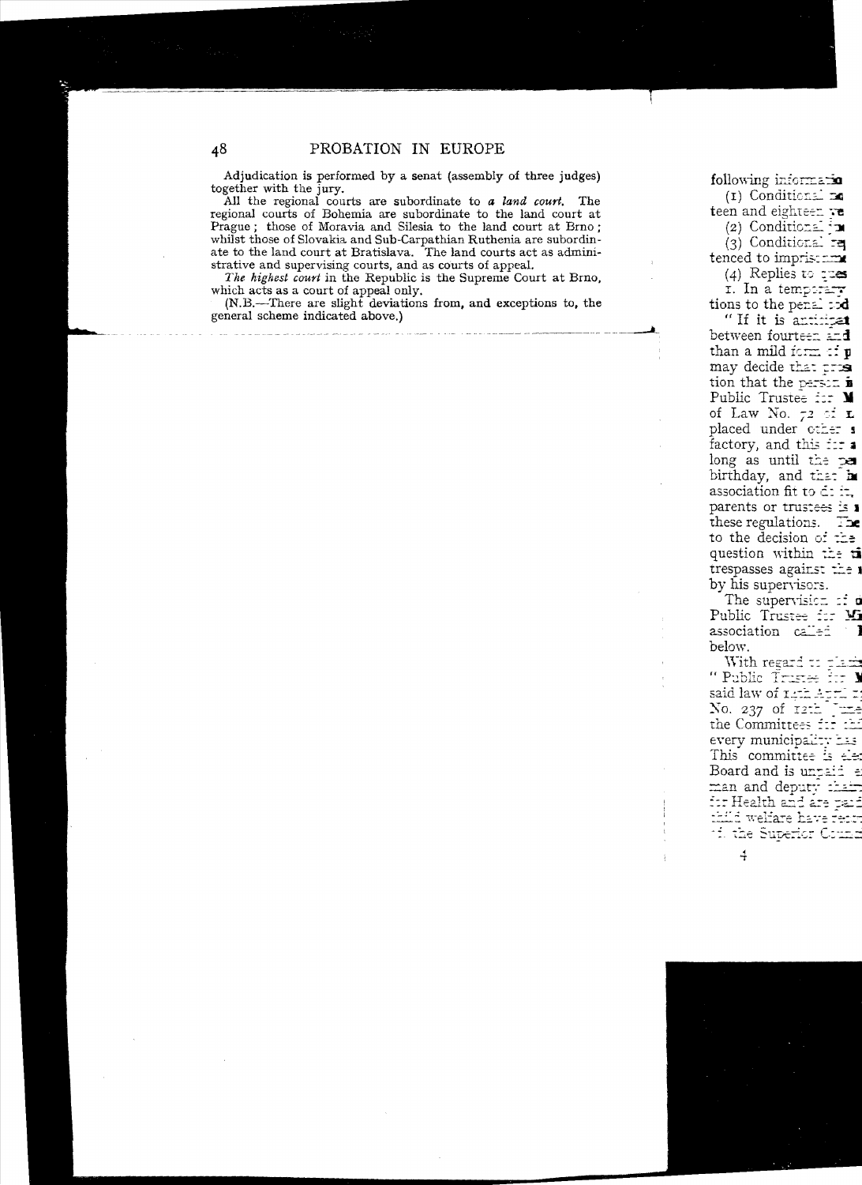Adjudication is performed by a senat (assembly of three judges) together with the jury.

All the regional courts are subordinate to *a land court*. The regional courts of Bohemia are subordinate to the land court at Prague; those of Moravia and Silesia to the land court at Brno; whilst those of Slovakia and Sub-Carpathian Ruthenia are subordinate to the land court at Bratislava. The land courts act as administrative and supervising courts, and as courts of appeal.

*The highest court* in the Republic is the Supreme Court at Brno, which acts as a court of appeal only.

(N.B.—There are slight deviations from, and exceptions to, the general scheme indicated above.)